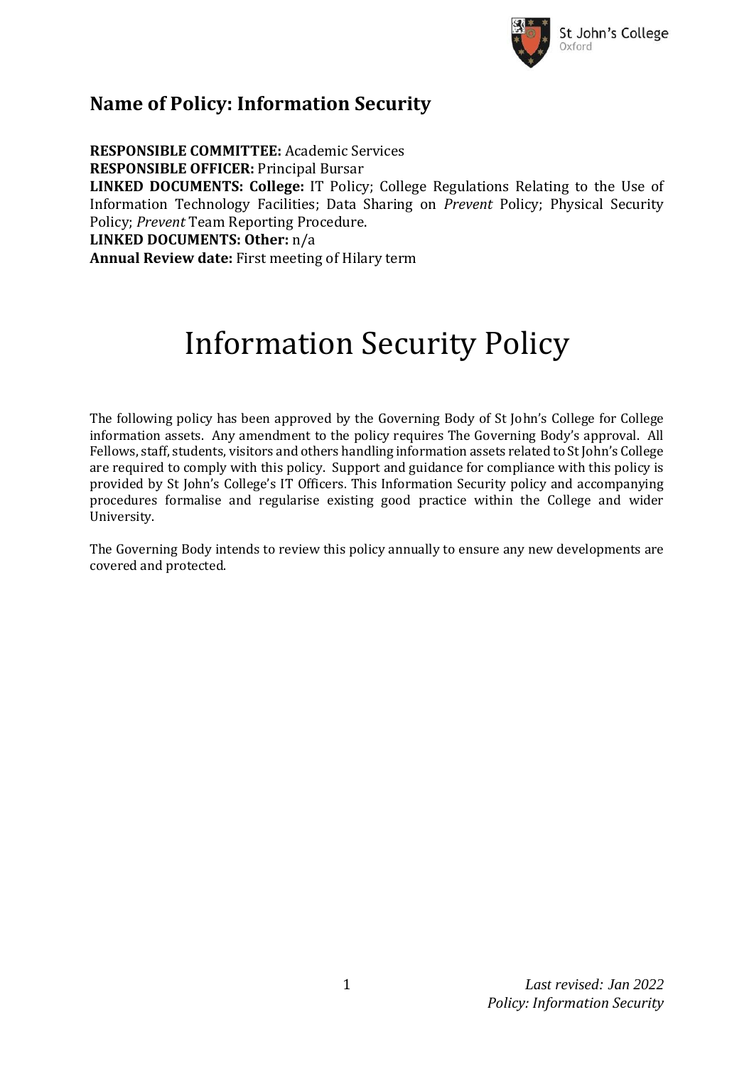## Name of Policy: Information Security

**RESPONSIBLE COMMITTEE:** Academic Services
**RESPONSIBLE OFFICER:** Principal Bursar
**LINKED DOCUMENTS: College:** IT Policy; College Regulations Relating to the Use of Information Technology Facilities; Data Sharing on *Prevent* Policy; Physical Security Policy; *Prevent* Team Reporting Procedure.
**LINKED DOCUMENTS: Other:** n/a
**Annual Review date:** First meeting of Hilary term

# Information Security Policy

The following policy has been approved by the Governing Body of St John's College for College information assets. Any amendment to the policy requires The Governing Body's approval. All Fellows, staff, students, visitors and others handling information assets related to St John's College are required to comply with this policy. Support and guidance for compliance with this policy is provided by St John's College's IT Officers. This Information Security policy and accompanying procedures formalise and regularise existing good practice within the College and wider University.

The Governing Body intends to review this policy annually to ensure any new developments are covered and protected.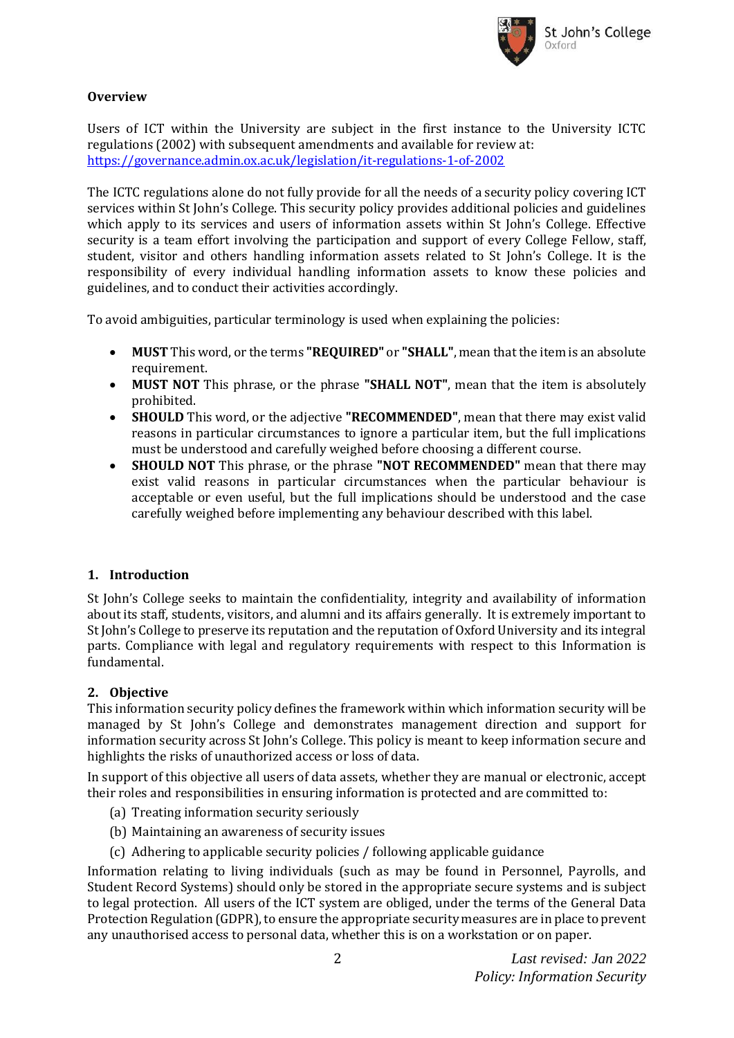## Overview

Users of ICT within the University are subject in the first instance to the University ICTC regulations (2002) with subsequent amendments and available for review at: [https://governance.admin.ox.ac.uk/legislation/it-regulations-1-of-2002](https://governance.admin.ox.ac.uk/legislation/it-regulations-1-of-2002)

The ICTC regulations alone do not fully provide for all the needs of a security policy covering ICT services within St John's College. This security policy provides additional policies and guidelines which apply to its services and users of information assets within St John's College. Effective security is a team effort involving the participation and support of every College Fellow, staff, student, visitor and others handling information assets related to St John's College. It is the responsibility of every individual handling information assets to know these policies and guidelines, and to conduct their activities accordingly.

To avoid ambiguities, particular terminology is used when explaining the policies:

- **MUST** This word, or the terms **"REQUIRED"** or **"SHALL"**, mean that the item is an absolute requirement.
- **MUST NOT** This phrase, or the phrase **"SHALL NOT"**, mean that the item is absolutely prohibited.
- **SHOULD** This word, or the adjective **"RECOMMENDED"**, mean that there may exist valid reasons in particular circumstances to ignore a particular item, but the full implications must be understood and carefully weighed before choosing a different course.
- **SHOULD NOT** This phrase, or the phrase **"NOT RECOMMENDED"** mean that there may exist valid reasons in particular circumstances when the particular behaviour is acceptable or even useful, but the full implications should be understood and the case carefully weighed before implementing any behaviour described with this label.

## 1. Introduction

St John's College seeks to maintain the confidentiality, integrity and availability of information about its staff, students, visitors, and alumni and its affairs generally. It is extremely important to St John's College to preserve its reputation and the reputation of Oxford University and its integral parts. Compliance with legal and regulatory requirements with respect to this Information is fundamental.

## 2. Objective

This information security policy defines the framework within which information security will be managed by St John's College and demonstrates management direction and support for information security across St John's College. This policy is meant to keep information secure and highlights the risks of unauthorized access or loss of data.

In support of this objective all users of data assets, whether they are manual or electronic, accept their roles and responsibilities in ensuring information is protected and are committed to:

(a) Treating information security seriously

(b) Maintaining an awareness of security issues

(c) Adhering to applicable security policies / following applicable guidance

Information relating to living individuals (such as may be found in Personnel, Payrolls, and Student Record Systems) should only be stored in the appropriate secure systems and is subject to legal protection. All users of the ICT system are obliged, under the terms of the General Data Protection Regulation (GDPR), to ensure the appropriate security measures are in place to prevent any unauthorised access to personal data, whether this is on a workstation or on paper.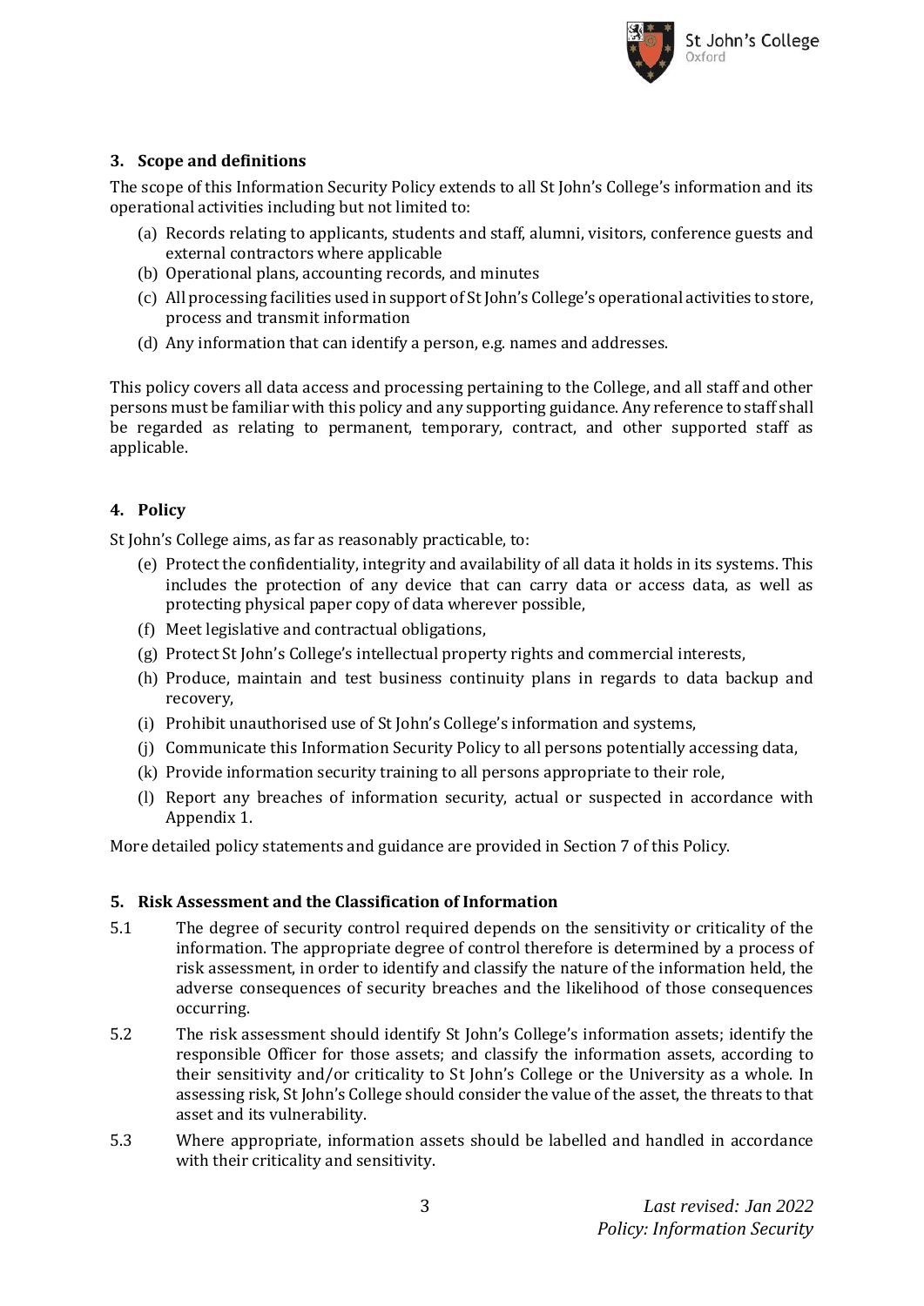## 3. Scope and definitions

The scope of this Information Security Policy extends to all St John's College's information and its operational activities including but not limited to:

(a) Records relating to applicants, students and staff, alumni, visitors, conference guests and external contractors where applicable
(b) Operational plans, accounting records, and minutes
(c) All processing facilities used in support of St John's College's operational activities to store, process and transmit information
(d) Any information that can identify a person, e.g. names and addresses.

This policy covers all data access and processing pertaining to the College, and all staff and other persons must be familiar with this policy and any supporting guidance. Any reference to staff shall be regarded as relating to permanent, temporary, contract, and other supported staff as applicable.

## 4. Policy

St John's College aims, as far as reasonably practicable, to:

(e) Protect the confidentiality, integrity and availability of all data it holds in its systems. This includes the protection of any device that can carry data or access data, as well as protecting physical paper copy of data wherever possible,
(f) Meet legislative and contractual obligations,
(g) Protect St John's College's intellectual property rights and commercial interests,
(h) Produce, maintain and test business continuity plans in regards to data backup and recovery,
(i) Prohibit unauthorised use of St John's College's information and systems,
(j) Communicate this Information Security Policy to all persons potentially accessing data,
(k) Provide information security training to all persons appropriate to their role,
(l) Report any breaches of information security, actual or suspected in accordance with Appendix 1.

More detailed policy statements and guidance are provided in Section 7 of this Policy.

## 5. Risk Assessment and the Classification of Information

5.1 The degree of security control required depends on the sensitivity or criticality of the information. The appropriate degree of control therefore is determined by a process of risk assessment, in order to identify and classify the nature of the information held, the adverse consequences of security breaches and the likelihood of those consequences occurring.

5.2 The risk assessment should identify St John's College's information assets; identify the responsible Officer for those assets; and classify the information assets, according to their sensitivity and/or criticality to St John's College or the University as a whole. In assessing risk, St John's College should consider the value of the asset, the threats to that asset and its vulnerability.

5.3 Where appropriate, information assets should be labelled and handled in accordance with their criticality and sensitivity.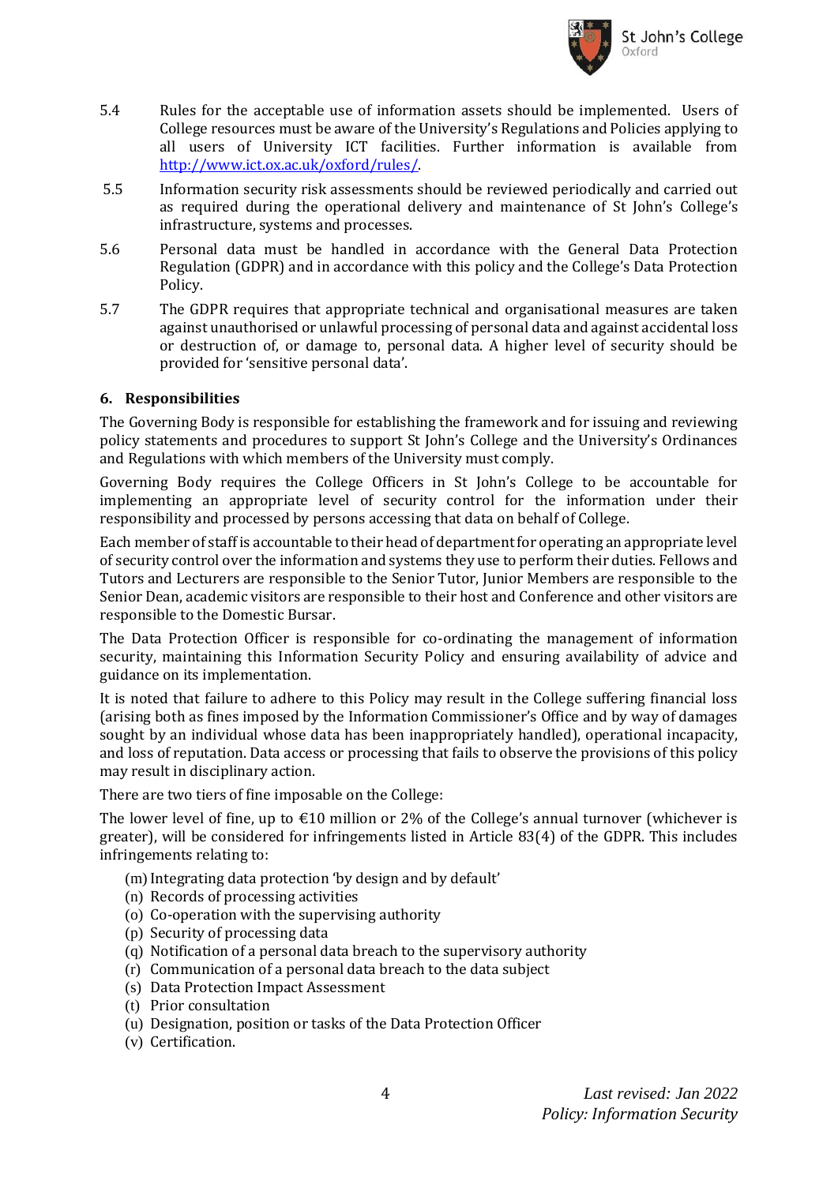5.4 Rules for the acceptable use of information assets should be implemented. Users of College resources must be aware of the University's Regulations and Policies applying to all users of University ICT facilities. Further information is available from [http://www.ict.ox.ac.uk/oxford/rules/](http://www.ict.ox.ac.uk/oxford/rules/).

5.5 Information security risk assessments should be reviewed periodically and carried out as required during the operational delivery and maintenance of St John's College's infrastructure, systems and processes.

5.6 Personal data must be handled in accordance with the General Data Protection Regulation (GDPR) and in accordance with this policy and the College's Data Protection Policy.

5.7 The GDPR requires that appropriate technical and organisational measures are taken against unauthorised or unlawful processing of personal data and against accidental loss or destruction of, or damage to, personal data. A higher level of security should be provided for 'sensitive personal data'.

## 6. Responsibilities

The Governing Body is responsible for establishing the framework and for issuing and reviewing policy statements and procedures to support St John's College and the University's Ordinances and Regulations with which members of the University must comply.

Governing Body requires the College Officers in St John's College to be accountable for implementing an appropriate level of security control for the information under their responsibility and processed by persons accessing that data on behalf of College.

Each member of staff is accountable to their head of department for operating an appropriate level of security control over the information and systems they use to perform their duties. Fellows and Tutors and Lecturers are responsible to the Senior Tutor, Junior Members are responsible to the Senior Dean, academic visitors are responsible to their host and Conference and other visitors are responsible to the Domestic Bursar.

The Data Protection Officer is responsible for co-ordinating the management of information security, maintaining this Information Security Policy and ensuring availability of advice and guidance on its implementation.

It is noted that failure to adhere to this Policy may result in the College suffering financial loss (arising both as fines imposed by the Information Commissioner's Office and by way of damages sought by an individual whose data has been inappropriately handled), operational incapacity, and loss of reputation. Data access or processing that fails to observe the provisions of this policy may result in disciplinary action.

There are two tiers of fine imposable on the College:

The lower level of fine, up to €10 million or 2% of the College's annual turnover (whichever is greater), will be considered for infringements listed in Article 83(4) of the GDPR. This includes infringements relating to:

(m) Integrating data protection 'by design and by default'
(n) Records of processing activities
(o) Co-operation with the supervising authority
(p) Security of processing data
(q) Notification of a personal data breach to the supervisory authority
(r) Communication of a personal data breach to the data subject
(s) Data Protection Impact Assessment
(t) Prior consultation
(u) Designation, position or tasks of the Data Protection Officer
(v) Certification.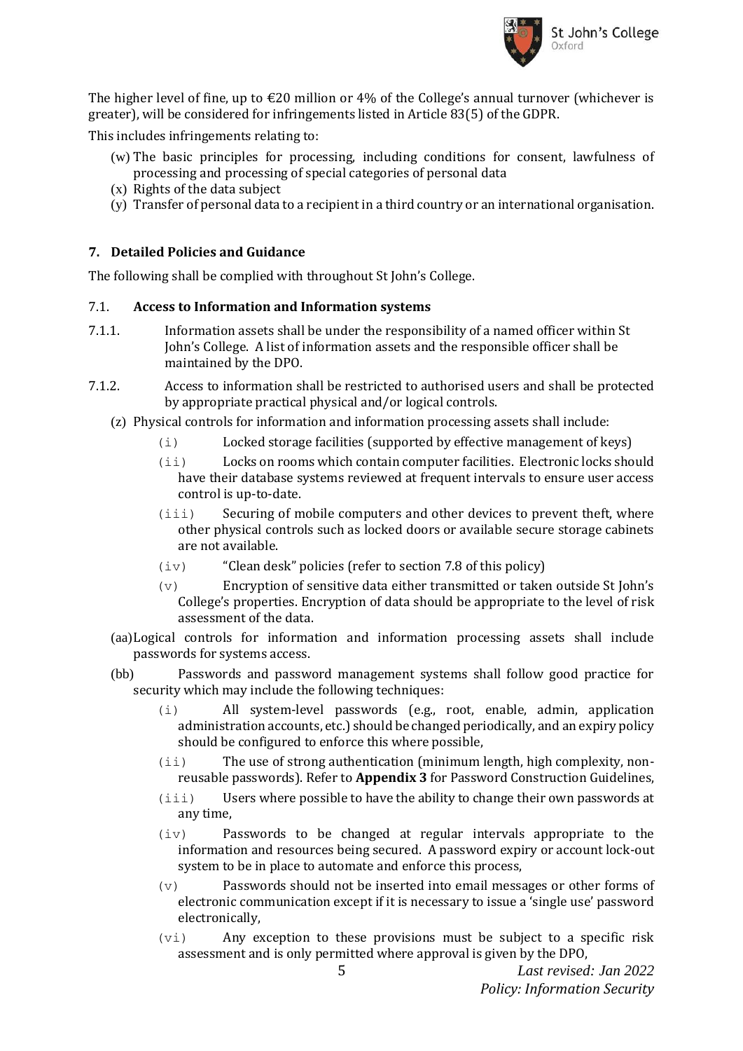The higher level of fine, up to €20 million or 4% of the College's annual turnover (whichever is greater), will be considered for infringements listed in Article 83(5) of the GDPR.

This includes infringements relating to:

(w) The basic principles for processing, including conditions for consent, lawfulness of processing and processing of special categories of personal data
(x) Rights of the data subject
(y) Transfer of personal data to a recipient in a third country or an international organisation.

## 7. Detailed Policies and Guidance

The following shall be complied with throughout St John's College.

### 7.1. Access to Information and Information systems

7.1.1. Information assets shall be under the responsibility of a named officer within St John's College. A list of information assets and the responsible officer shall be maintained by the DPO.

7.1.2. Access to information shall be restricted to authorised users and shall be protected by appropriate practical physical and/or logical controls.

(z) Physical controls for information and information processing assets shall include:

- (i) Locked storage facilities (supported by effective management of keys)
- (ii) Locks on rooms which contain computer facilities. Electronic locks should have their database systems reviewed at frequent intervals to ensure user access control is up-to-date.
- (iii) Securing of mobile computers and other devices to prevent theft, where other physical controls such as locked doors or available secure storage cabinets are not available.
- (iv) "Clean desk" policies (refer to section 7.8 of this policy)
- (v) Encryption of sensitive data either transmitted or taken outside St John's College's properties. Encryption of data should be appropriate to the level of risk assessment of the data.

(aa) Logical controls for information and information processing assets shall include passwords for systems access.

(bb) Passwords and password management systems shall follow good practice for security which may include the following techniques:

- (i) All system-level passwords (e.g., root, enable, admin, application administration accounts, etc.) should be changed periodically, and an expiry policy should be configured to enforce this where possible,
- (ii) The use of strong authentication (minimum length, high complexity, non-reusable passwords). Refer to **Appendix 3** for Password Construction Guidelines,
- (iii) Users where possible to have the ability to change their own passwords at any time,
- (iv) Passwords to be changed at regular intervals appropriate to the information and resources being secured. A password expiry or account lock-out system to be in place to automate and enforce this process,
- (v) Passwords should not be inserted into email messages or other forms of electronic communication except if it is necessary to issue a 'single use' password electronically,
- (vi) Any exception to these provisions must be subject to a specific risk assessment and is only permitted where approval is given by the DPO,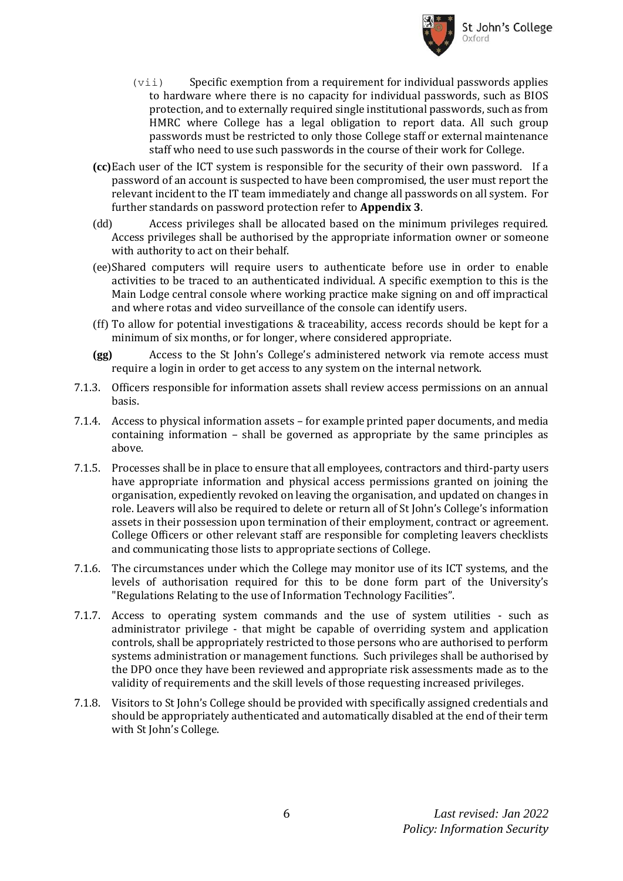(vii) Specific exemption from a requirement for individual passwords applies to hardware where there is no capacity for individual passwords, such as BIOS protection, and to externally required single institutional passwords, such as from HMRC where College has a legal obligation to report data. All such group passwords must be restricted to only those College staff or external maintenance staff who need to use such passwords in the course of their work for College.

**(cc)** Each user of the ICT system is responsible for the security of their own password. If a password of an account is suspected to have been compromised, the user must report the relevant incident to the IT team immediately and change all passwords on all system. For further standards on password protection refer to **Appendix 3**.

(dd) Access privileges shall be allocated based on the minimum privileges required. Access privileges shall be authorised by the appropriate information owner or someone with authority to act on their behalf.

(ee) Shared computers will require users to authenticate before use in order to enable activities to be traced to an authenticated individual. A specific exemption to this is the Main Lodge central console where working practice make signing on and off impractical and where rotas and video surveillance of the console can identify users.

(ff) To allow for potential investigations & traceability, access records should be kept for a minimum of six months, or for longer, where considered appropriate.

**(gg)** Access to the St John's College's administered network via remote access must require a login in order to get access to any system on the internal network.

7.1.3. Officers responsible for information assets shall review access permissions on an annual basis.

7.1.4. Access to physical information assets – for example printed paper documents, and media containing information – shall be governed as appropriate by the same principles as above.

7.1.5. Processes shall be in place to ensure that all employees, contractors and third-party users have appropriate information and physical access permissions granted on joining the organisation, expediently revoked on leaving the organisation, and updated on changes in role. Leavers will also be required to delete or return all of St John's College's information assets in their possession upon termination of their employment, contract or agreement. College Officers or other relevant staff are responsible for completing leavers checklists and communicating those lists to appropriate sections of College.

7.1.6. The circumstances under which the College may monitor use of its ICT systems, and the levels of authorisation required for this to be done form part of the University's "Regulations Relating to the use of Information Technology Facilities".

7.1.7. Access to operating system commands and the use of system utilities - such as administrator privilege - that might be capable of overriding system and application controls, shall be appropriately restricted to those persons who are authorised to perform systems administration or management functions. Such privileges shall be authorised by the DPO once they have been reviewed and appropriate risk assessments made as to the validity of requirements and the skill levels of those requesting increased privileges.

7.1.8. Visitors to St John's College should be provided with specifically assigned credentials and should be appropriately authenticated and automatically disabled at the end of their term with St John's College.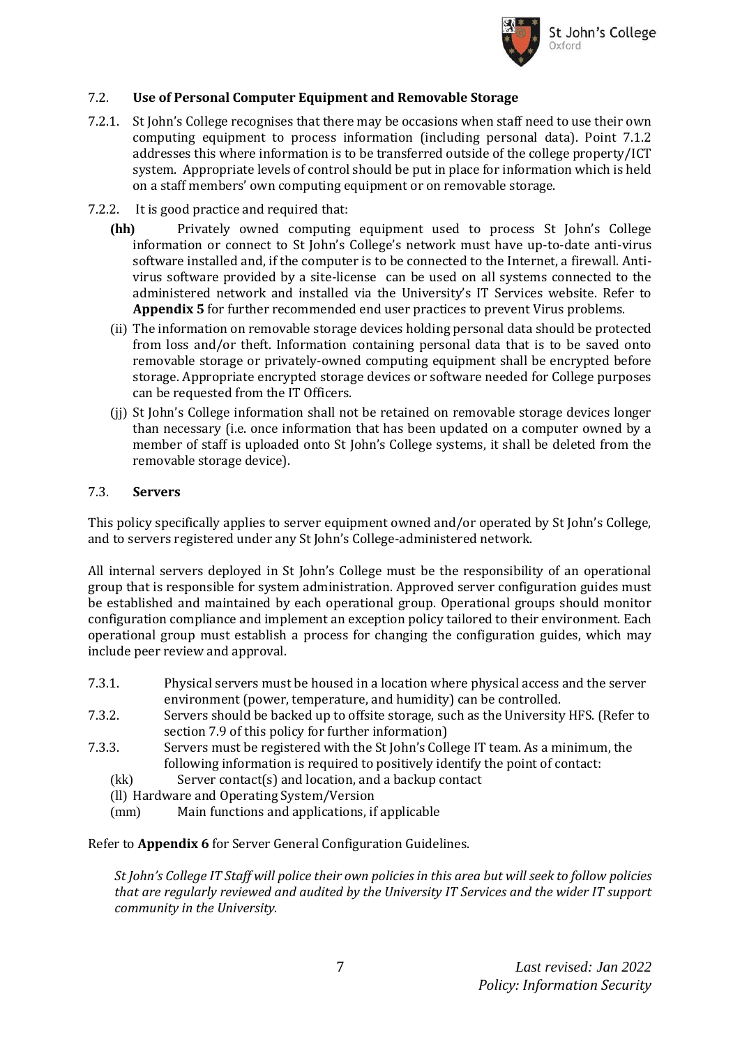## 7.2. **Use of Personal Computer Equipment and Removable Storage**

7.2.1. St John's College recognises that there may be occasions when staff need to use their own computing equipment to process information (including personal data). Point 7.1.2 addresses this where information is to be transferred outside of the college property/ICT system. Appropriate levels of control should be put in place for information which is held on a staff members' own computing equipment or on removable storage.

7.2.2. It is good practice and required that:

**(hh)** Privately owned computing equipment used to process St John's College information or connect to St John's College's network must have up-to-date anti-virus software installed and, if the computer is to be connected to the Internet, a firewall. Anti-virus software provided by a site-license can be used on all systems connected to the administered network and installed via the University's IT Services website. Refer to **Appendix 5** for further recommended end user practices to prevent Virus problems.

(ii) The information on removable storage devices holding personal data should be protected from loss and/or theft. Information containing personal data that is to be saved onto removable storage or privately-owned computing equipment shall be encrypted before storage. Appropriate encrypted storage devices or software needed for College purposes can be requested from the IT Officers.

(jj) St John's College information shall not be retained on removable storage devices longer than necessary (i.e. once information that has been updated on a computer owned by a member of staff is uploaded onto St John's College systems, it shall be deleted from the removable storage device).

## 7.3. **Servers**

This policy specifically applies to server equipment owned and/or operated by St John's College, and to servers registered under any St John's College-administered network.

All internal servers deployed in St John's College must be the responsibility of an operational group that is responsible for system administration. Approved server configuration guides must be established and maintained by each operational group. Operational groups should monitor configuration compliance and implement an exception policy tailored to their environment. Each operational group must establish a process for changing the configuration guides, which may include peer review and approval.

7.3.1. Physical servers must be housed in a location where physical access and the server environment (power, temperature, and humidity) can be controlled.

7.3.2. Servers should be backed up to offsite storage, such as the University HFS. (Refer to section 7.9 of this policy for further information)

7.3.3. Servers must be registered with the St John's College IT team. As a minimum, the following information is required to positively identify the point of contact:

(kk) Server contact(s) and location, and a backup contact

(ll) Hardware and Operating System/Version

(mm) Main functions and applications, if applicable

Refer to **Appendix 6** for Server General Configuration Guidelines.

*St John's College IT Staff will police their own policies in this area but will seek to follow policies that are regularly reviewed and audited by the University IT Services and the wider IT support community in the University.*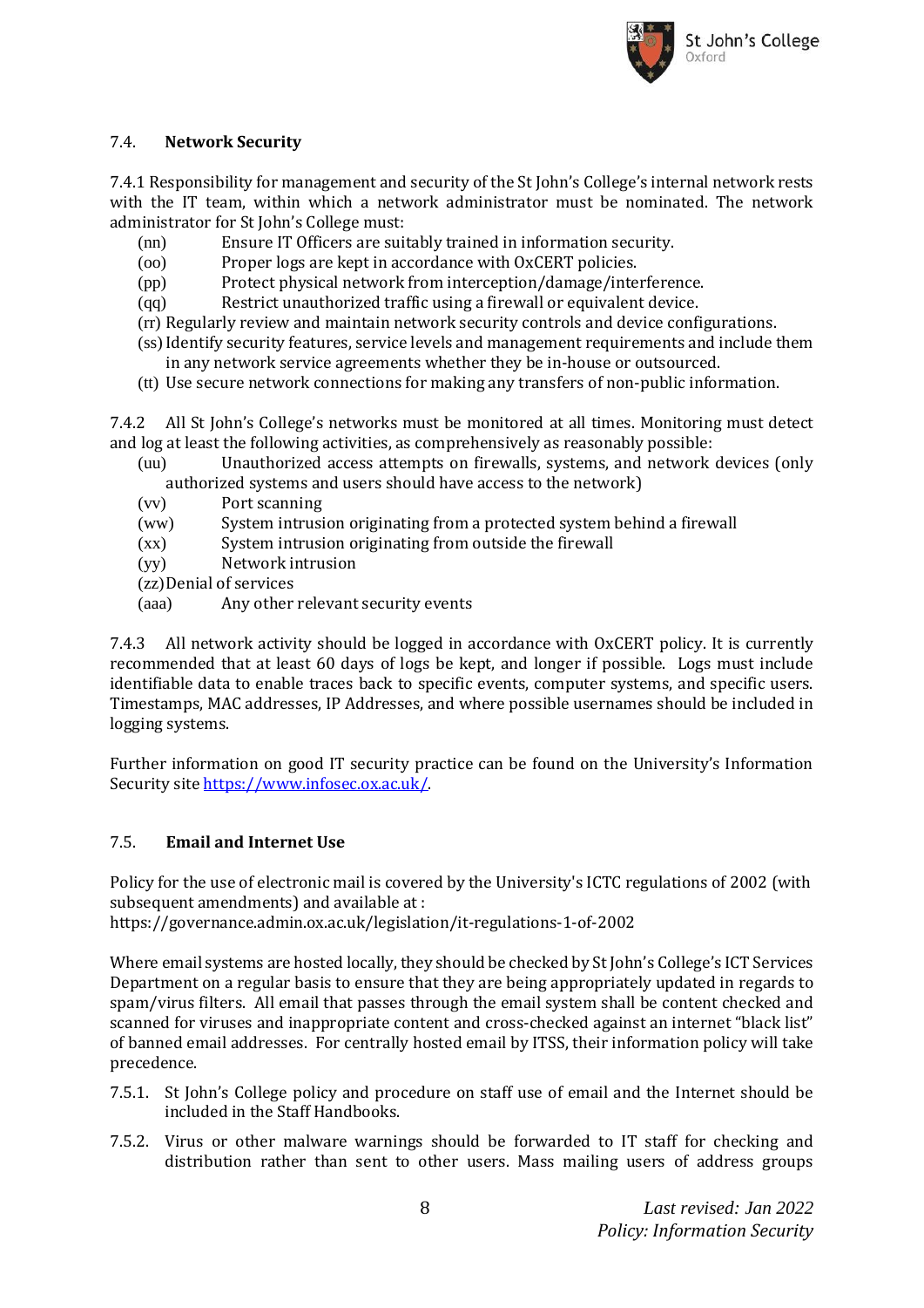### 7.4. **Network Security**

7.4.1 Responsibility for management and security of the St John's College's internal network rests with the IT team, within which a network administrator must be nominated. The network administrator for St John's College must:

(nn) Ensure IT Officers are suitably trained in information security.
(oo) Proper logs are kept in accordance with OxCERT policies.
(pp) Protect physical network from interception/damage/interference.
(qq) Restrict unauthorized traffic using a firewall or equivalent device.
(rr) Regularly review and maintain network security controls and device configurations.
(ss) Identify security features, service levels and management requirements and include them in any network service agreements whether they be in-house or outsourced.
(tt) Use secure network connections for making any transfers of non-public information.

7.4.2 All St John's College's networks must be monitored at all times. Monitoring must detect and log at least the following activities, as comprehensively as reasonably possible:

(uu) Unauthorized access attempts on firewalls, systems, and network devices (only authorized systems and users should have access to the network)
(vv) Port scanning
(ww) System intrusion originating from a protected system behind a firewall
(xx) System intrusion originating from outside the firewall
(yy) Network intrusion
(zz) Denial of services
(aaa) Any other relevant security events

7.4.3 All network activity should be logged in accordance with OxCERT policy. It is currently recommended that at least 60 days of logs be kept, and longer if possible. Logs must include identifiable data to enable traces back to specific events, computer systems, and specific users. Timestamps, MAC addresses, IP Addresses, and where possible usernames should be included in logging systems.

Further information on good IT security practice can be found on the University's Information Security site [https://www.infosec.ox.ac.uk/](https://www.infosec.ox.ac.uk/).

### 7.5. **Email and Internet Use**

Policy for the use of electronic mail is covered by the University's ICTC regulations of 2002 (with subsequent amendments) and available at :
https://governance.admin.ox.ac.uk/legislation/it-regulations-1-of-2002

Where email systems are hosted locally, they should be checked by St John's College's ICT Services Department on a regular basis to ensure that they are being appropriately updated in regards to spam/virus filters. All email that passes through the email system shall be content checked and scanned for viruses and inappropriate content and cross-checked against an internet "black list" of banned email addresses. For centrally hosted email by ITSS, their information policy will take precedence.

7.5.1. St John's College policy and procedure on staff use of email and the Internet should be included in the Staff Handbooks.

7.5.2. Virus or other malware warnings should be forwarded to IT staff for checking and distribution rather than sent to other users. Mass mailing users of address groups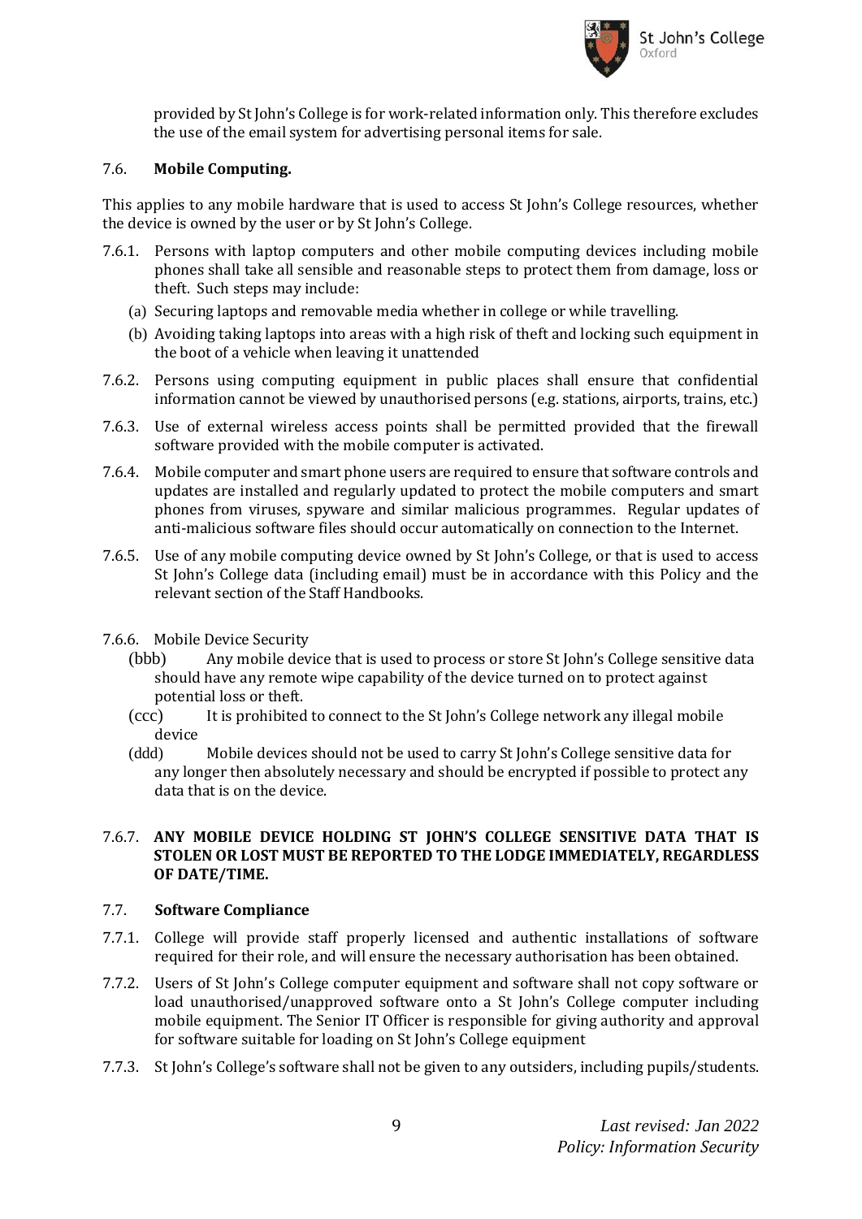provided by St John's College is for work-related information only. This therefore excludes the use of the email system for advertising personal items for sale.

### 7.6. **Mobile Computing.**

This applies to any mobile hardware that is used to access St John's College resources, whether the device is owned by the user or by St John's College.

7.6.1. Persons with laptop computers and other mobile computing devices including mobile phones shall take all sensible and reasonable steps to protect them from damage, loss or theft. Such steps may include:

- (a) Securing laptops and removable media whether in college or while travelling.
- (b) Avoiding taking laptops into areas with a high risk of theft and locking such equipment in the boot of a vehicle when leaving it unattended

7.6.2. Persons using computing equipment in public places shall ensure that confidential information cannot be viewed by unauthorised persons (e.g. stations, airports, trains, etc.)

7.6.3. Use of external wireless access points shall be permitted provided that the firewall software provided with the mobile computer is activated.

7.6.4. Mobile computer and smart phone users are required to ensure that software controls and updates are installed and regularly updated to protect the mobile computers and smart phones from viruses, spyware and similar malicious programmes. Regular updates of anti-malicious software files should occur automatically on connection to the Internet.

7.6.5. Use of any mobile computing device owned by St John's College, or that is used to access St John's College data (including email) must be in accordance with this Policy and the relevant section of the Staff Handbooks.

7.6.6. Mobile Device Security

- (bbb) Any mobile device that is used to process or store St John's College sensitive data should have any remote wipe capability of the device turned on to protect against potential loss or theft.
- (ccc) It is prohibited to connect to the St John's College network any illegal mobile device
- (ddd) Mobile devices should not be used to carry St John's College sensitive data for any longer then absolutely necessary and should be encrypted if possible to protect any data that is on the device.

7.6.7. **ANY MOBILE DEVICE HOLDING ST JOHN'S COLLEGE SENSITIVE DATA THAT IS STOLEN OR LOST MUST BE REPORTED TO THE LODGE IMMEDIATELY, REGARDLESS OF DATE/TIME.**

### 7.7. **Software Compliance**

7.7.1. College will provide staff properly licensed and authentic installations of software required for their role, and will ensure the necessary authorisation has been obtained.

7.7.2. Users of St John's College computer equipment and software shall not copy software or load unauthorised/unapproved software onto a St John's College computer including mobile equipment. The Senior IT Officer is responsible for giving authority and approval for software suitable for loading on St John's College equipment

7.7.3. St John's College's software shall not be given to any outsiders, including pupils/students.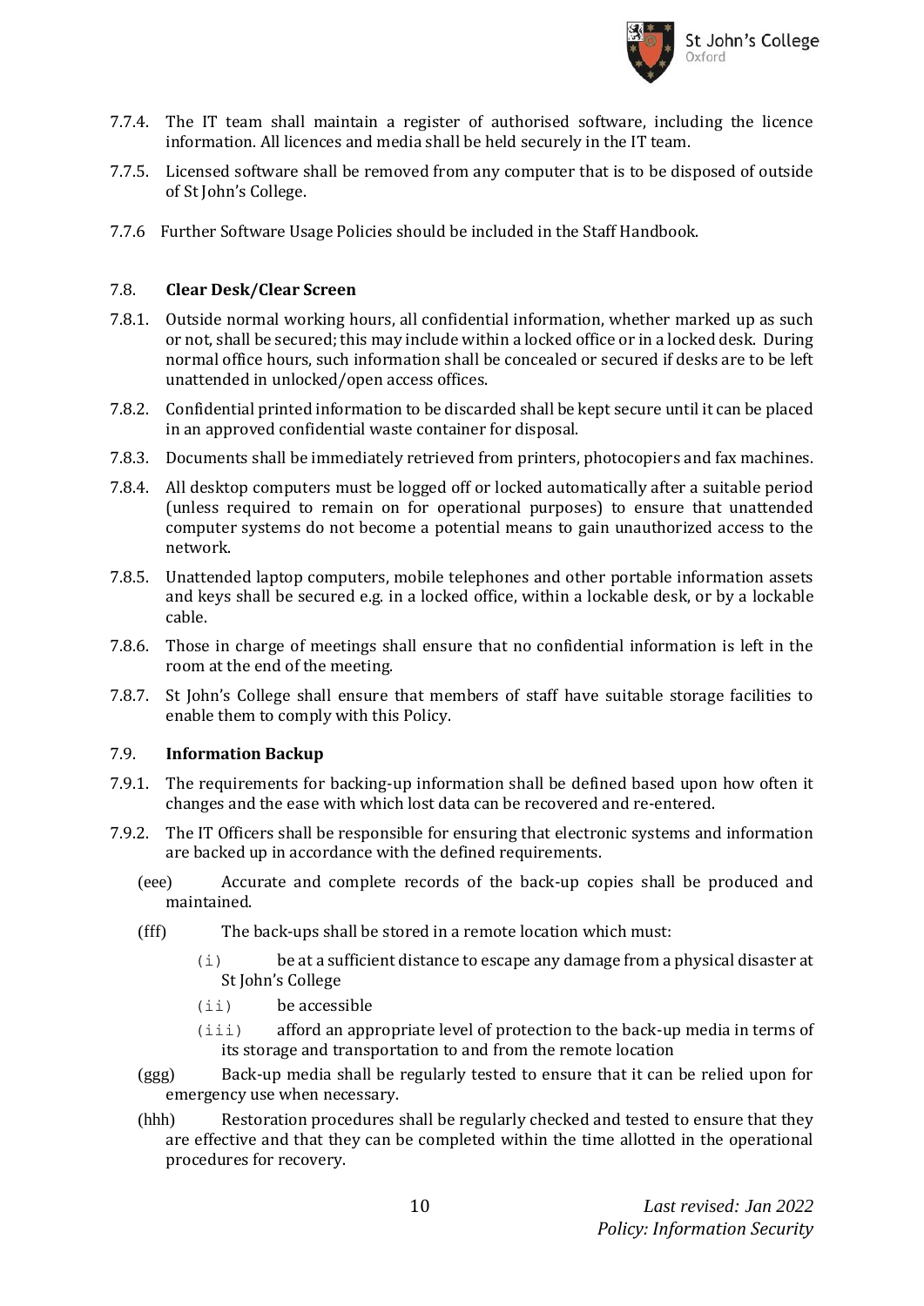7.7.4. The IT team shall maintain a register of authorised software, including the licence information. All licences and media shall be held securely in the IT team.

7.7.5. Licensed software shall be removed from any computer that is to be disposed of outside of St John's College.

7.7.6 Further Software Usage Policies should be included in the Staff Handbook.

### 7.8. **Clear Desk/Clear Screen**

7.8.1. Outside normal working hours, all confidential information, whether marked up as such or not, shall be secured; this may include within a locked office or in a locked desk. During normal office hours, such information shall be concealed or secured if desks are to be left unattended in unlocked/open access offices.

7.8.2. Confidential printed information to be discarded shall be kept secure until it can be placed in an approved confidential waste container for disposal.

7.8.3. Documents shall be immediately retrieved from printers, photocopiers and fax machines.

7.8.4. All desktop computers must be logged off or locked automatically after a suitable period (unless required to remain on for operational purposes) to ensure that unattended computer systems do not become a potential means to gain unauthorized access to the network.

7.8.5. Unattended laptop computers, mobile telephones and other portable information assets and keys shall be secured e.g. in a locked office, within a lockable desk, or by a lockable cable.

7.8.6. Those in charge of meetings shall ensure that no confidential information is left in the room at the end of the meeting.

7.8.7. St John's College shall ensure that members of staff have suitable storage facilities to enable them to comply with this Policy.

### 7.9. **Information Backup**

7.9.1. The requirements for backing-up information shall be defined based upon how often it changes and the ease with which lost data can be recovered and re-entered.

7.9.2. The IT Officers shall be responsible for ensuring that electronic systems and information are backed up in accordance with the defined requirements.

(eee) Accurate and complete records of the back-up copies shall be produced and maintained.

(fff) The back-ups shall be stored in a remote location which must:

(i) be at a sufficient distance to escape any damage from a physical disaster at St John's College

(ii) be accessible

(iii) afford an appropriate level of protection to the back-up media in terms of its storage and transportation to and from the remote location

(ggg) Back-up media shall be regularly tested to ensure that it can be relied upon for emergency use when necessary.

(hhh) Restoration procedures shall be regularly checked and tested to ensure that they are effective and that they can be completed within the time allotted in the operational procedures for recovery.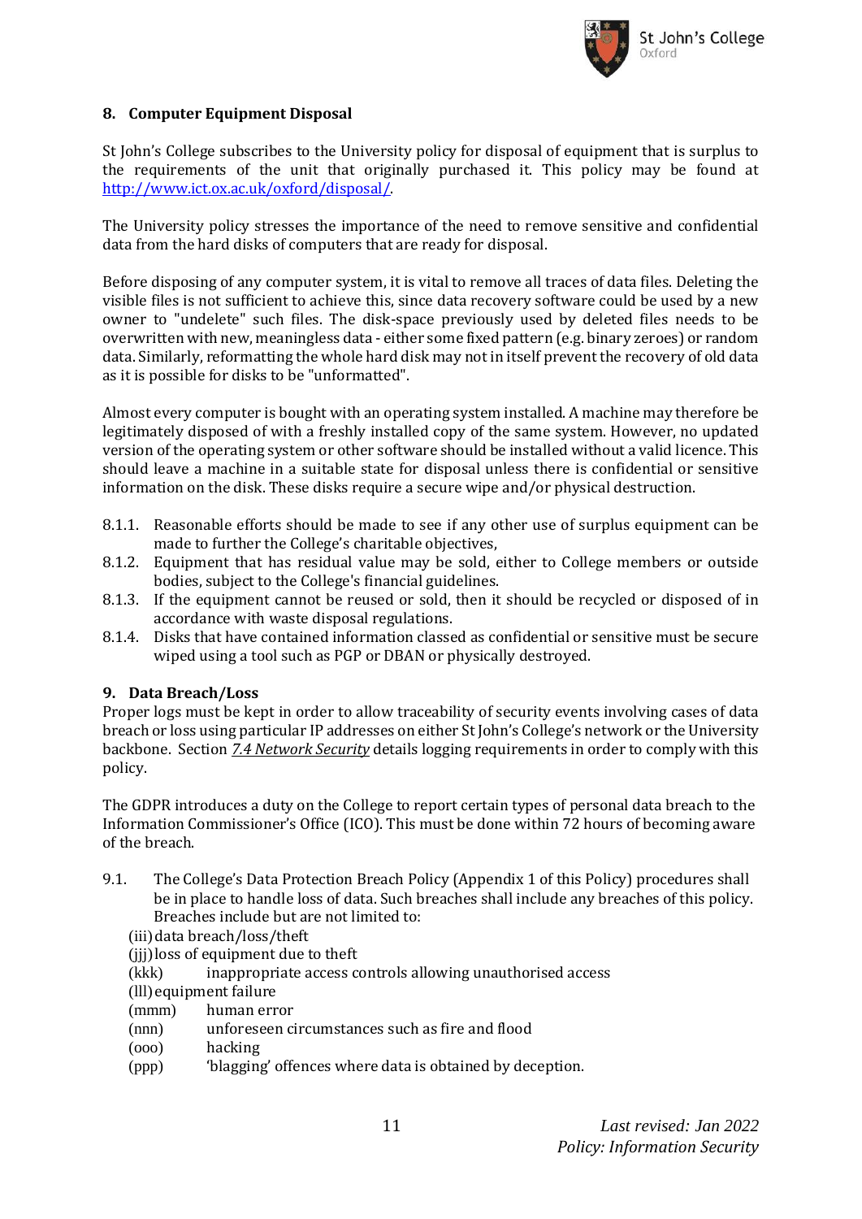## 8. Computer Equipment Disposal

St John's College subscribes to the University policy for disposal of equipment that is surplus to the requirements of the unit that originally purchased it. This policy may be found at [http://www.ict.ox.ac.uk/oxford/disposal/](http://www.ict.ox.ac.uk/oxford/disposal/).

The University policy stresses the importance of the need to remove sensitive and confidential data from the hard disks of computers that are ready for disposal.

Before disposing of any computer system, it is vital to remove all traces of data files. Deleting the visible files is not sufficient to achieve this, since data recovery software could be used by a new owner to "undelete" such files. The disk-space previously used by deleted files needs to be overwritten with new, meaningless data - either some fixed pattern (e.g. binary zeroes) or random data. Similarly, reformatting the whole hard disk may not in itself prevent the recovery of old data as it is possible for disks to be "unformatted".

Almost every computer is bought with an operating system installed. A machine may therefore be legitimately disposed of with a freshly installed copy of the same system. However, no updated version of the operating system or other software should be installed without a valid licence. This should leave a machine in a suitable state for disposal unless there is confidential or sensitive information on the disk. These disks require a secure wipe and/or physical destruction.

8.1.1. Reasonable efforts should be made to see if any other use of surplus equipment can be made to further the College's charitable objectives,

8.1.2. Equipment that has residual value may be sold, either to College members or outside bodies, subject to the College's financial guidelines.

8.1.3. If the equipment cannot be reused or sold, then it should be recycled or disposed of in accordance with waste disposal regulations.

8.1.4. Disks that have contained information classed as confidential or sensitive must be secure wiped using a tool such as PGP or DBAN or physically destroyed.

## 9. Data Breach/Loss

Proper logs must be kept in order to allow traceability of security events involving cases of data breach or loss using particular IP addresses on either St John's College's network or the University backbone. Section *7.4 Network Security* details logging requirements in order to comply with this policy.

The GDPR introduces a duty on the College to report certain types of personal data breach to the Information Commissioner's Office (ICO). This must be done within 72 hours of becoming aware of the breach.

9.1. The College's Data Protection Breach Policy (Appendix 1 of this Policy) procedures shall be in place to handle loss of data. Such breaches shall include any breaches of this policy. Breaches include but are not limited to:

(iii) data breach/loss/theft
(jjj) loss of equipment due to theft
(kkk) inappropriate access controls allowing unauthorised access
(lll) equipment failure
(mmm) human error
(nnn) unforeseen circumstances such as fire and flood
(ooo) hacking
(ppp) 'blagging' offences where data is obtained by deception.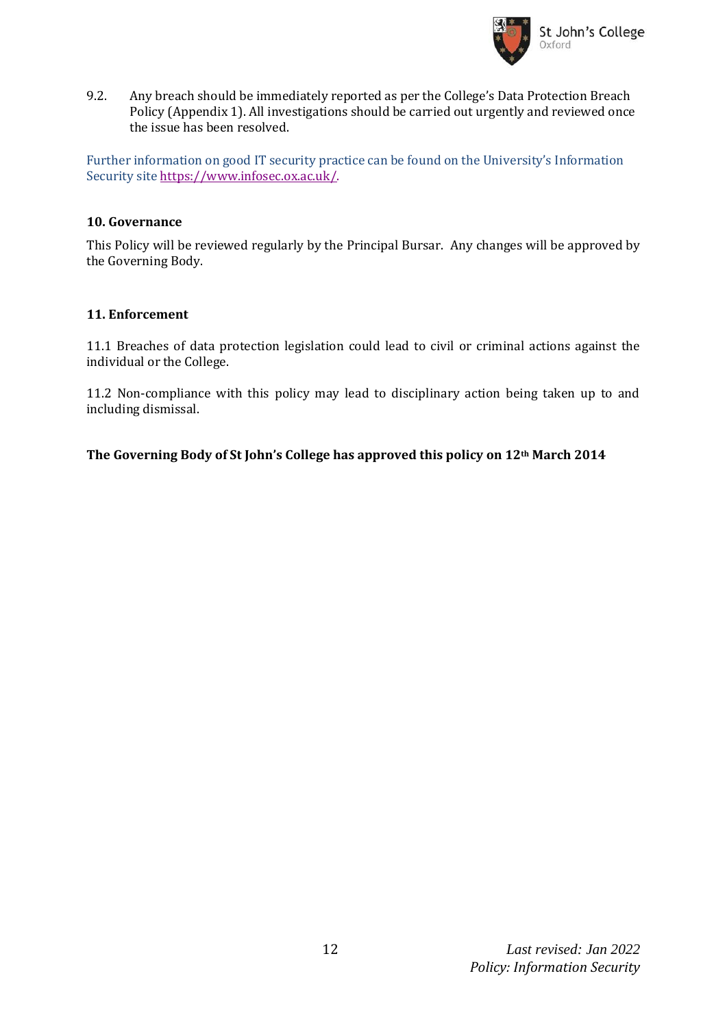9.2. Any breach should be immediately reported as per the College's Data Protection Breach Policy (Appendix 1). All investigations should be carried out urgently and reviewed once the issue has been resolved.

Further information on good IT security practice can be found on the University's Information Security site https://www.infosec.ox.ac.uk/.

## 10. Governance

This Policy will be reviewed regularly by the Principal Bursar. Any changes will be approved by the Governing Body.

## 11. Enforcement

11.1 Breaches of data protection legislation could lead to civil or criminal actions against the individual or the College.

11.2 Non-compliance with this policy may lead to disciplinary action being taken up to and including dismissal.

**The Governing Body of St John's College has approved this policy on 12th March 2014**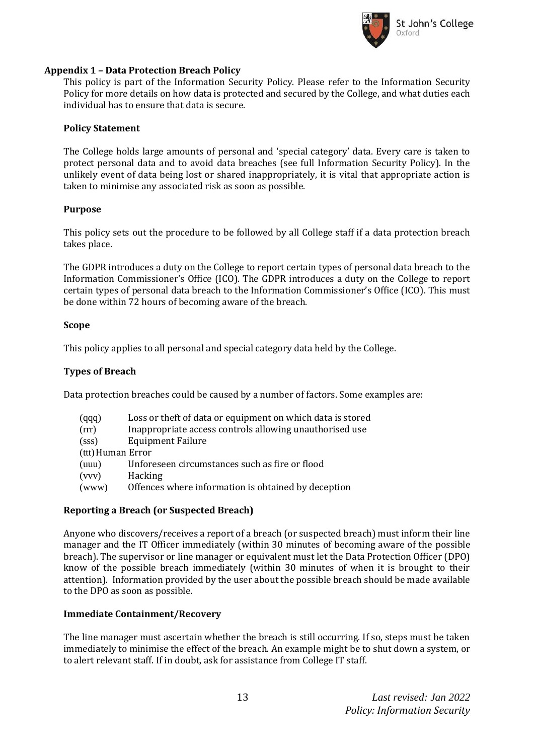**Appendix 1 – Data Protection Breach Policy**

This policy is part of the Information Security Policy. Please refer to the Information Security Policy for more details on how data is protected and secured by the College, and what duties each individual has to ensure that data is secure.

**Policy Statement**

The College holds large amounts of personal and 'special category' data. Every care is taken to protect personal data and to avoid data breaches (see full Information Security Policy). In the unlikely event of data being lost or shared inappropriately, it is vital that appropriate action is taken to minimise any associated risk as soon as possible.

**Purpose**

This policy sets out the procedure to be followed by all College staff if a data protection breach takes place.

The GDPR introduces a duty on the College to report certain types of personal data breach to the Information Commissioner's Office (ICO). The GDPR introduces a duty on the College to report certain types of personal data breach to the Information Commissioner's Office (ICO). This must be done within 72 hours of becoming aware of the breach.

**Scope**

This policy applies to all personal and special category data held by the College.

**Types of Breach**

Data protection breaches could be caused by a number of factors. Some examples are:

(qqq) Loss or theft of data or equipment on which data is stored
(rrr) Inappropriate access controls allowing unauthorised use
(sss) Equipment Failure
(ttt) Human Error
(uuu) Unforeseen circumstances such as fire or flood
(vvv) Hacking
(www) Offences where information is obtained by deception

**Reporting a Breach (or Suspected Breach)**

Anyone who discovers/receives a report of a breach (or suspected breach) must inform their line manager and the IT Officer immediately (within 30 minutes of becoming aware of the possible breach). The supervisor or line manager or equivalent must let the Data Protection Officer (DPO) know of the possible breach immediately (within 30 minutes of when it is brought to their attention). Information provided by the user about the possible breach should be made available to the DPO as soon as possible.

**Immediate Containment/Recovery**

The line manager must ascertain whether the breach is still occurring. If so, steps must be taken immediately to minimise the effect of the breach. An example might be to shut down a system, or to alert relevant staff. If in doubt, ask for assistance from College IT staff.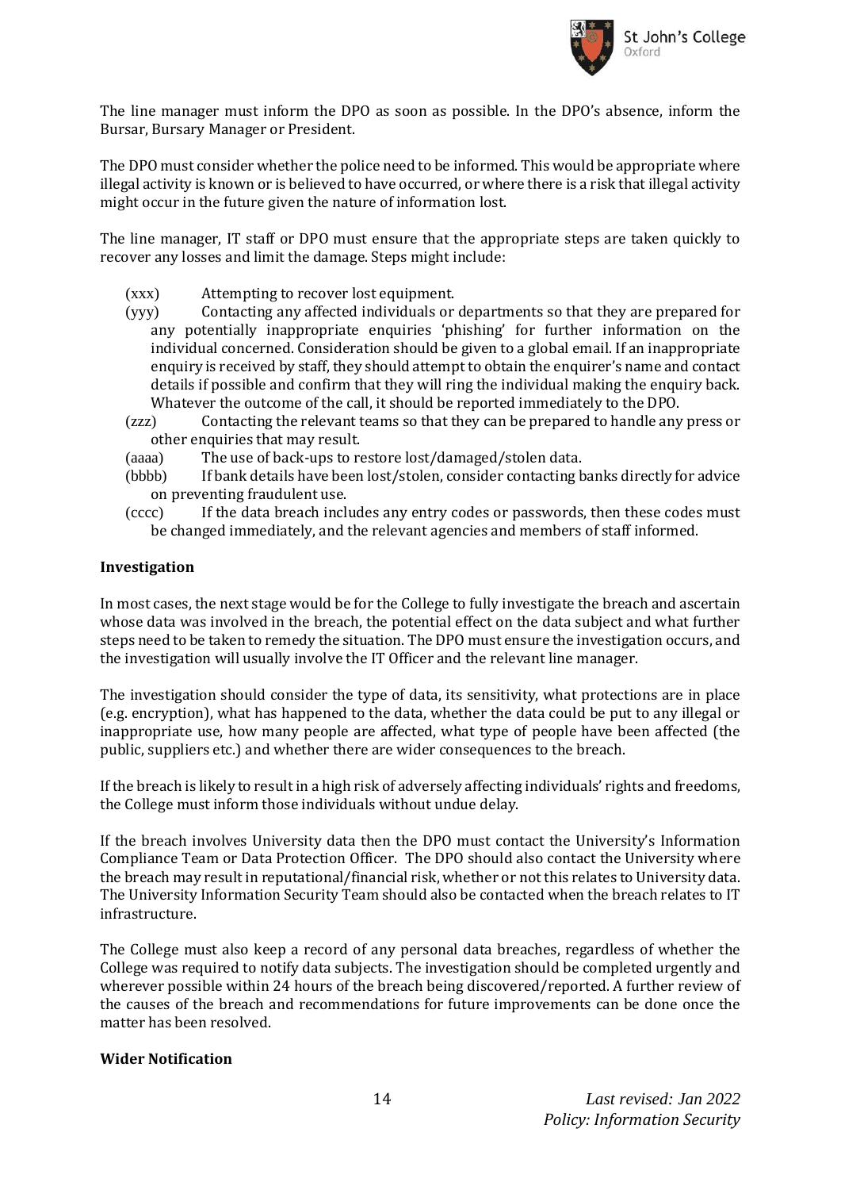The line manager must inform the DPO as soon as possible. In the DPO's absence, inform the Bursar, Bursary Manager or President.

The DPO must consider whether the police need to be informed. This would be appropriate where illegal activity is known or is believed to have occurred, or where there is a risk that illegal activity might occur in the future given the nature of information lost.

The line manager, IT staff or DPO must ensure that the appropriate steps are taken quickly to recover any losses and limit the damage. Steps might include:

(xxx) Attempting to recover lost equipment.

(yyy) Contacting any affected individuals or departments so that they are prepared for any potentially inappropriate enquiries 'phishing' for further information on the individual concerned. Consideration should be given to a global email. If an inappropriate enquiry is received by staff, they should attempt to obtain the enquirer's name and contact details if possible and confirm that they will ring the individual making the enquiry back. Whatever the outcome of the call, it should be reported immediately to the DPO.

(zzz) Contacting the relevant teams so that they can be prepared to handle any press or other enquiries that may result.

(aaaa) The use of back-ups to restore lost/damaged/stolen data.

(bbbb) If bank details have been lost/stolen, consider contacting banks directly for advice on preventing fraudulent use.

(cccc) If the data breach includes any entry codes or passwords, then these codes must be changed immediately, and the relevant agencies and members of staff informed.

**Investigation**

In most cases, the next stage would be for the College to fully investigate the breach and ascertain whose data was involved in the breach, the potential effect on the data subject and what further steps need to be taken to remedy the situation. The DPO must ensure the investigation occurs, and the investigation will usually involve the IT Officer and the relevant line manager.

The investigation should consider the type of data, its sensitivity, what protections are in place (e.g. encryption), what has happened to the data, whether the data could be put to any illegal or inappropriate use, how many people are affected, what type of people have been affected (the public, suppliers etc.) and whether there are wider consequences to the breach.

If the breach is likely to result in a high risk of adversely affecting individuals' rights and freedoms, the College must inform those individuals without undue delay.

If the breach involves University data then the DPO must contact the University's Information Compliance Team or Data Protection Officer. The DPO should also contact the University where the breach may result in reputational/financial risk, whether or not this relates to University data. The University Information Security Team should also be contacted when the breach relates to IT infrastructure.

The College must also keep a record of any personal data breaches, regardless of whether the College was required to notify data subjects. The investigation should be completed urgently and wherever possible within 24 hours of the breach being discovered/reported. A further review of the causes of the breach and recommendations for future improvements can be done once the matter has been resolved.

**Wider Notification**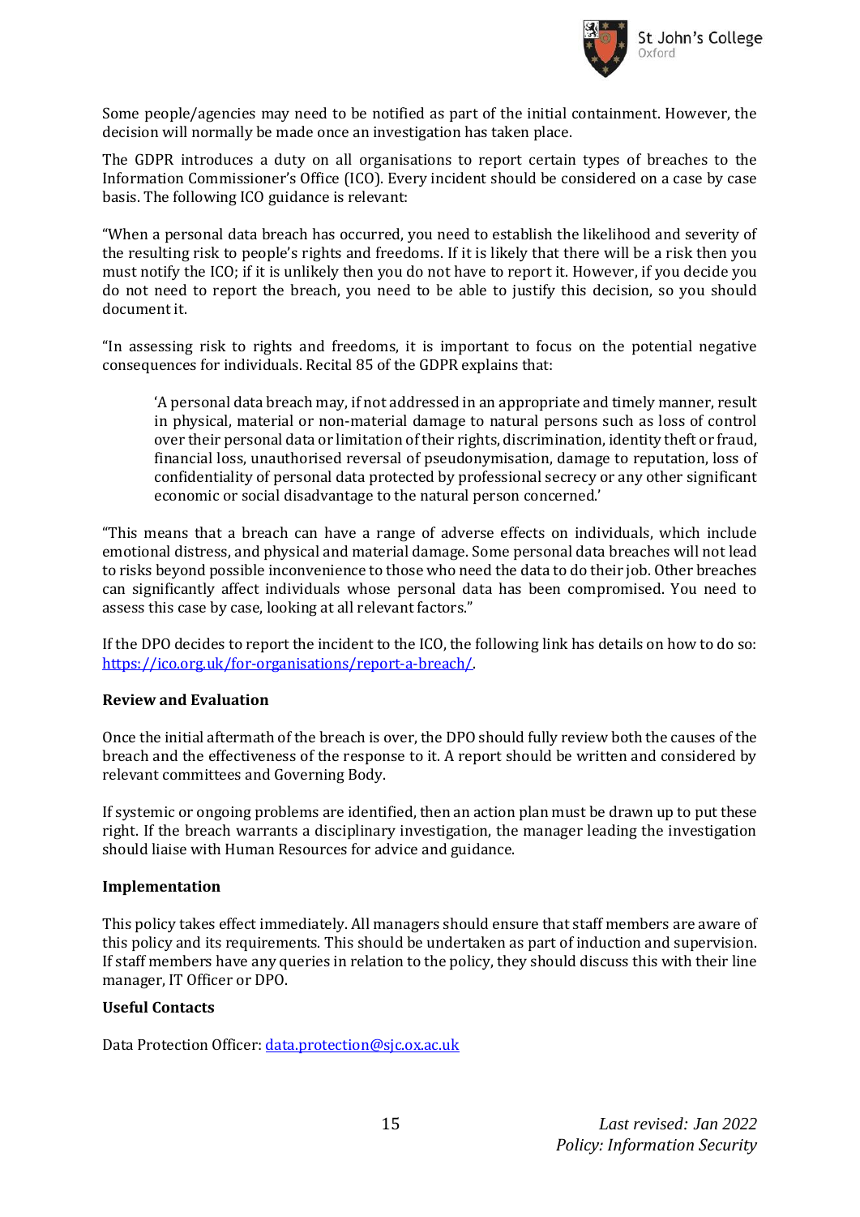Some people/agencies may need to be notified as part of the initial containment. However, the decision will normally be made once an investigation has taken place.

The GDPR introduces a duty on all organisations to report certain types of breaches to the Information Commissioner's Office (ICO). Every incident should be considered on a case by case basis. The following ICO guidance is relevant:

"When a personal data breach has occurred, you need to establish the likelihood and severity of the resulting risk to people's rights and freedoms. If it is likely that there will be a risk then you must notify the ICO; if it is unlikely then you do not have to report it. However, if you decide you do not need to report the breach, you need to be able to justify this decision, so you should document it.

"In assessing risk to rights and freedoms, it is important to focus on the potential negative consequences for individuals. Recital 85 of the GDPR explains that:

> 'A personal data breach may, if not addressed in an appropriate and timely manner, result in physical, material or non-material damage to natural persons such as loss of control over their personal data or limitation of their rights, discrimination, identity theft or fraud, financial loss, unauthorised reversal of pseudonymisation, damage to reputation, loss of confidentiality of personal data protected by professional secrecy or any other significant economic or social disadvantage to the natural person concerned.'

"This means that a breach can have a range of adverse effects on individuals, which include emotional distress, and physical and material damage. Some personal data breaches will not lead to risks beyond possible inconvenience to those who need the data to do their job. Other breaches can significantly affect individuals whose personal data has been compromised. You need to assess this case by case, looking at all relevant factors."

If the DPO decides to report the incident to the ICO, the following link has details on how to do so: https://ico.org.uk/for-organisations/report-a-breach/.

**Review and Evaluation**

Once the initial aftermath of the breach is over, the DPO should fully review both the causes of the breach and the effectiveness of the response to it. A report should be written and considered by relevant committees and Governing Body.

If systemic or ongoing problems are identified, then an action plan must be drawn up to put these right. If the breach warrants a disciplinary investigation, the manager leading the investigation should liaise with Human Resources for advice and guidance.

**Implementation**

This policy takes effect immediately. All managers should ensure that staff members are aware of this policy and its requirements. This should be undertaken as part of induction and supervision. If staff members have any queries in relation to the policy, they should discuss this with their line manager, IT Officer or DPO.

**Useful Contacts**

Data Protection Officer: data.protection@sjc.ox.ac.uk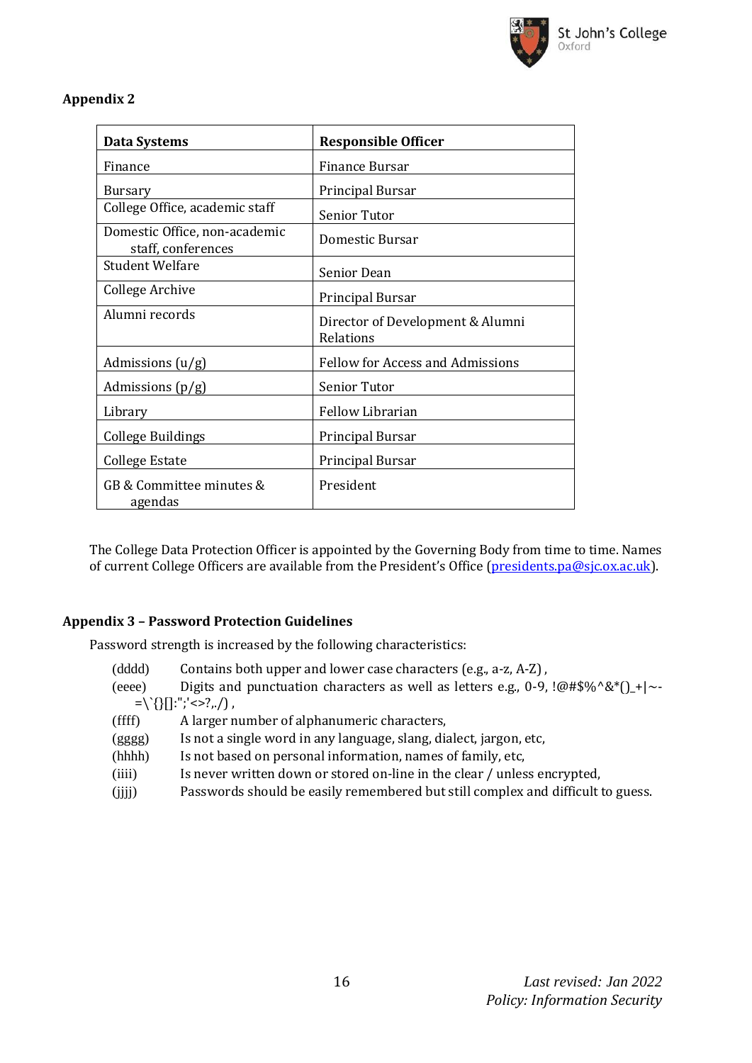**Appendix 2**

| Data Systems | Responsible Officer |
|---|---|
| Finance | Finance Bursar |
| Bursary | Principal Bursar |
| College Office, academic staff | Senior Tutor |
| Domestic Office, non-academic staff, conferences | Domestic Bursar |
| Student Welfare | Senior Dean |
| College Archive | Principal Bursar |
| Alumni records | Director of Development & Alumni Relations |
| Admissions (u/g) | Fellow for Access and Admissions |
| Admissions (p/g) | Senior Tutor |
| Library | Fellow Librarian |
| College Buildings | Principal Bursar |
| College Estate | Principal Bursar |
| GB & Committee minutes & agendas | President |

The College Data Protection Officer is appointed by the Governing Body from time to time. Names of current College Officers are available from the President's Office (presidents.pa@sjc.ox.ac.uk).

**Appendix 3 – Password Protection Guidelines**

Password strength is increased by the following characteristics:

(dddd) Contains both upper and lower case characters (e.g., a-z, A-Z) ,

(eeee) Digits and punctuation characters as well as letters e.g., 0-9, !@#$%^&*()_+|~-=\`{}[]:";'<>?,./) ,

(ffff) A larger number of alphanumeric characters,

(gggg) Is not a single word in any language, slang, dialect, jargon, etc,

(hhhh) Is not based on personal information, names of family, etc,

(iiii) Is never written down or stored on-line in the clear / unless encrypted,

(jjjj) Passwords should be easily remembered but still complex and difficult to guess.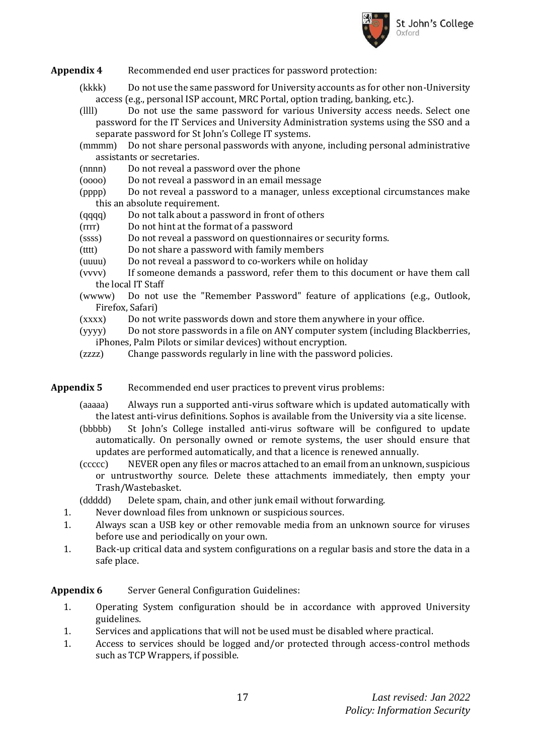**Appendix 4** Recommended end user practices for password protection:

(kkkk) Do not use the same password for University accounts as for other non-University access (e.g., personal ISP account, MRC Portal, option trading, banking, etc.).

(llll) Do not use the same password for various University access needs. Select one password for the IT Services and University Administration systems using the SSO and a separate password for St John's College IT systems.

(mmmm) Do not share personal passwords with anyone, including personal administrative assistants or secretaries.

(nnnn) Do not reveal a password over the phone

(oooo) Do not reveal a password in an email message

(pppp) Do not reveal a password to a manager, unless exceptional circumstances make this an absolute requirement.

(qqqq) Do not talk about a password in front of others

(rrrr) Do not hint at the format of a password

(ssss) Do not reveal a password on questionnaires or security forms.

(tttt) Do not share a password with family members

(uuuu) Do not reveal a password to co-workers while on holiday

(vvvv) If someone demands a password, refer them to this document or have them call the local IT Staff

(wwww) Do not use the "Remember Password" feature of applications (e.g., Outlook, Firefox, Safari)

(xxxx) Do not write passwords down and store them anywhere in your office.

(yyyy) Do not store passwords in a file on ANY computer system (including Blackberries, iPhones, Palm Pilots or similar devices) without encryption.

(zzzz) Change passwords regularly in line with the password policies.

**Appendix 5** Recommended end user practices to prevent virus problems:

(aaaaa) Always run a supported anti-virus software which is updated automatically with the latest anti-virus definitions. Sophos is available from the University via a site license.

(bbbbb) St John's College installed anti-virus software will be configured to update automatically. On personally owned or remote systems, the user should ensure that updates are performed automatically, and that a licence is renewed annually.

(ccccc) NEVER open any files or macros attached to an email from an unknown, suspicious or untrustworthy source. Delete these attachments immediately, then empty your Trash/Wastebasket.

(ddddd) Delete spam, chain, and other junk email without forwarding.

1. Never download files from unknown or suspicious sources.
1. Always scan a USB key or other removable media from an unknown source for viruses before use and periodically on your own.
1. Back-up critical data and system configurations on a regular basis and store the data in a safe place.

**Appendix 6** Server General Configuration Guidelines:

1. Operating System configuration should be in accordance with approved University guidelines.
1. Services and applications that will not be used must be disabled where practical.
1. Access to services should be logged and/or protected through access-control methods such as TCP Wrappers, if possible.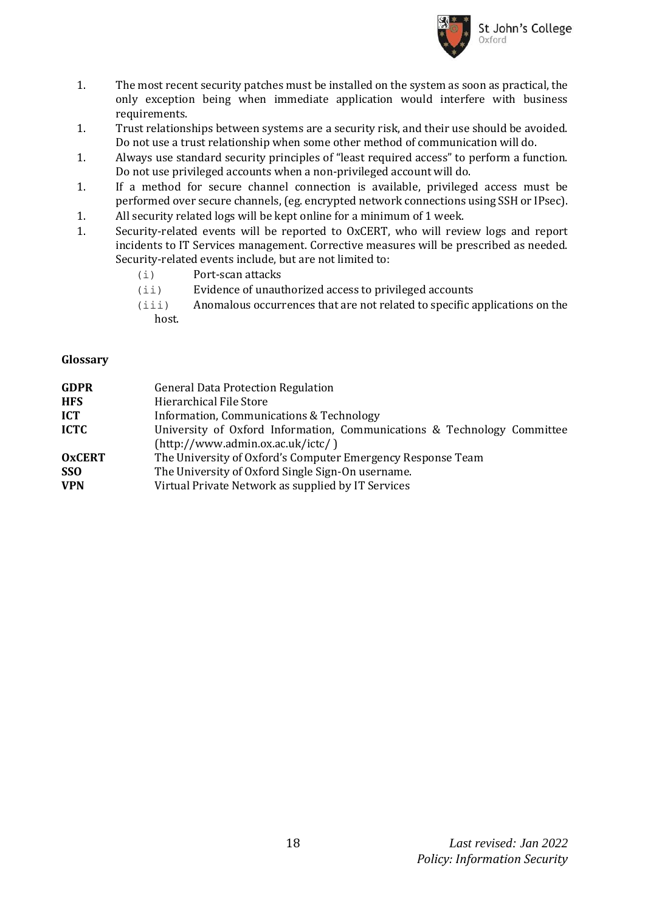1. The most recent security patches must be installed on the system as soon as practical, the only exception being when immediate application would interfere with business requirements.
1. Trust relationships between systems are a security risk, and their use should be avoided. Do not use a trust relationship when some other method of communication will do.
1. Always use standard security principles of "least required access" to perform a function. Do not use privileged accounts when a non-privileged account will do.
1. If a method for secure channel connection is available, privileged access must be performed over secure channels, (eg. encrypted network connections using SSH or IPsec).
1. All security related logs will be kept online for a minimum of 1 week.
1. Security-related events will be reported to OxCERT, who will review logs and report incidents to IT Services management. Corrective measures will be prescribed as needed. Security-related events include, but are not limited to:
    - (i) Port-scan attacks
    - (ii) Evidence of unauthorized access to privileged accounts
    - (iii) Anomalous occurrences that are not related to specific applications on the host.

**Glossary**

| | |
|---|---|
| **GDPR** | General Data Protection Regulation |
| **HFS** | Hierarchical File Store |
| **ICT** | Information, Communications & Technology |
| **ICTC** | University of Oxford Information, Communications & Technology Committee (http://www.admin.ox.ac.uk/ictc/ ) |
| **OxCERT** | The University of Oxford's Computer Emergency Response Team |
| **SSO** | The University of Oxford Single Sign-On username. |
| **VPN** | Virtual Private Network as supplied by IT Services |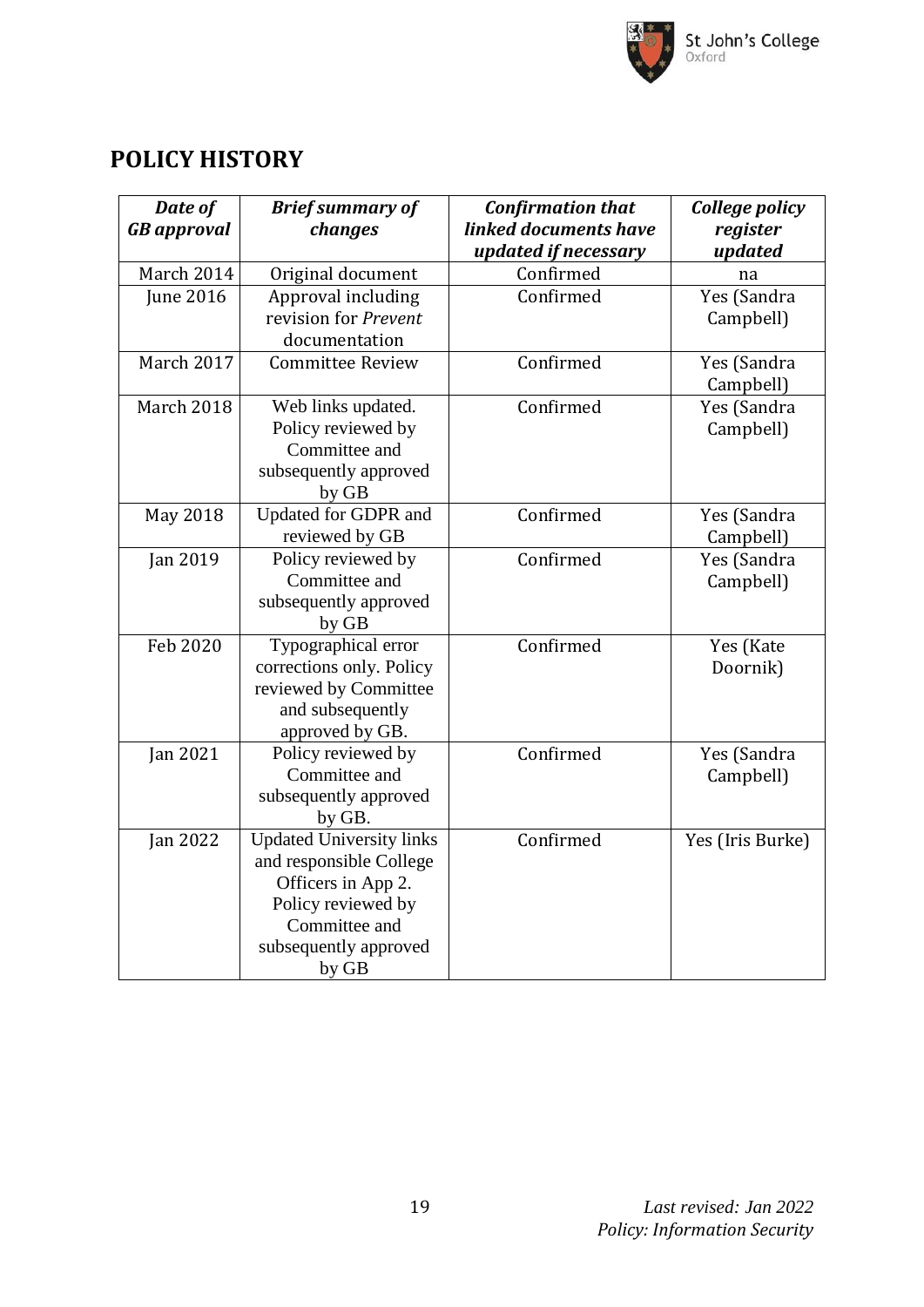# POLICY HISTORY

| ***Date of GB approval*** | ***Brief summary of changes*** | ***Confirmation that linked documents have updated if necessary*** | ***College policy register updated*** |
|---|---|---|---|
| March 2014 | Original document | Confirmed | na |
| June 2016 | Approval including revision for *Prevent* documentation | Confirmed | Yes (Sandra Campbell) |
| March 2017 | Committee Review | Confirmed | Yes (Sandra Campbell) |
| March 2018 | Web links updated. Policy reviewed by Committee and subsequently approved by GB | Confirmed | Yes (Sandra Campbell) |
| May 2018 | Updated for GDPR and reviewed by GB | Confirmed | Yes (Sandra Campbell) |
| Jan 2019 | Policy reviewed by Committee and subsequently approved by GB | Confirmed | Yes (Sandra Campbell) |
| Feb 2020 | Typographical error corrections only. Policy reviewed by Committee and subsequently approved by GB. | Confirmed | Yes (Kate Doornik) |
| Jan 2021 | Policy reviewed by Committee and subsequently approved by GB. | Confirmed | Yes (Sandra Campbell) |
| Jan 2022 | Updated University links and responsible College Officers in App 2. Policy reviewed by Committee and subsequently approved by GB | Confirmed | Yes (Iris Burke) |